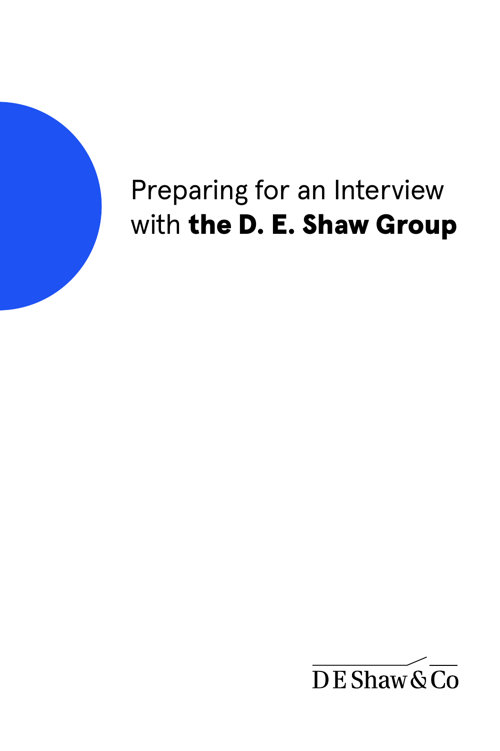# Preparing for an Interview with **the D. E. Shaw Group**

D E Shaw & Co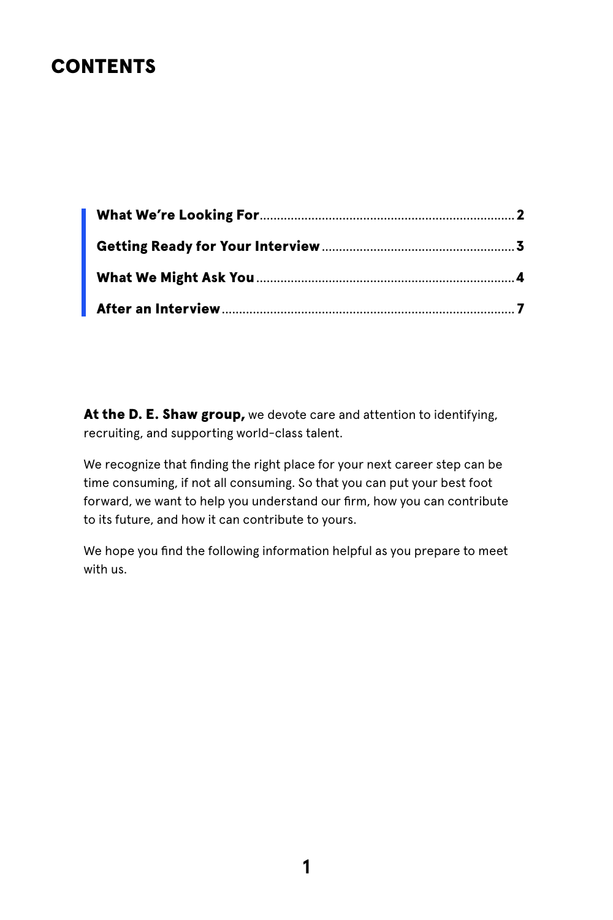# CONTENTS

- **What We're Looking For** .......... 2
- **Getting Ready for Your Interview** .......... 3
- **What We Might Ask You** .......... 4
- **After an Interview** .......... 7

**At the D. E. Shaw group,** we devote care and attention to identifying, recruiting, and supporting world-class talent.

We recognize that finding the right place for your next career step can be time consuming, if not all consuming. So that you can put your best foot forward, we want to help you understand our firm, how you can contribute to its future, and how it can contribute to yours.

We hope you find the following information helpful as you prepare to meet with us.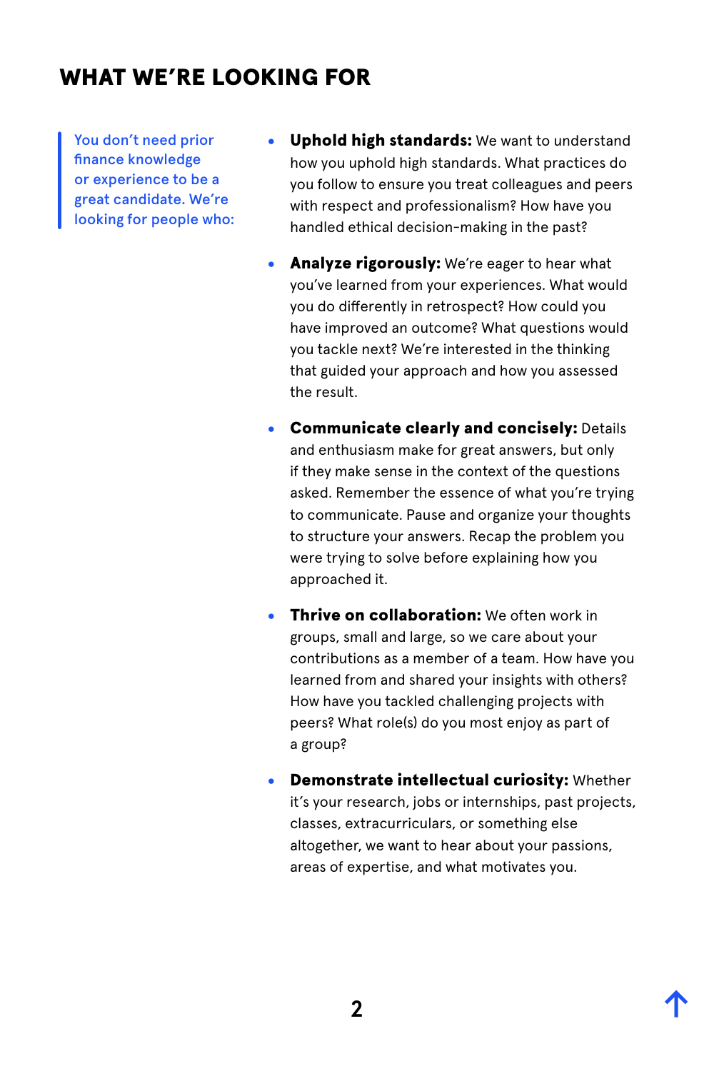## WHAT WE'RE LOOKING FOR

You don't need prior finance knowledge or experience to be a great candidate. We're looking for people who:

- **Uphold high standards:** We want to understand how you uphold high standards. What practices do you follow to ensure you treat colleagues and peers with respect and professionalism? How have you handled ethical decision-making in the past?
- **Analyze rigorously:** We're eager to hear what you've learned from your experiences. What would you do differently in retrospect? How could you have improved an outcome? What questions would you tackle next? We're interested in the thinking that guided your approach and how you assessed the result.
- **Communicate clearly and concisely:** Details and enthusiasm make for great answers, but only if they make sense in the context of the questions asked. Remember the essence of what you're trying to communicate. Pause and organize your thoughts to structure your answers. Recap the problem you were trying to solve before explaining how you approached it.
- **Thrive on collaboration:** We often work in groups, small and large, so we care about your contributions as a member of a team. How have you learned from and shared your insights with others? How have you tackled challenging projects with peers? What role(s) do you most enjoy as part of a group?
- **Demonstrate intellectual curiosity:** Whether it's your research, jobs or internships, past projects, classes, extracurriculars, or something else altogether, we want to hear about your passions, areas of expertise, and what motivates you.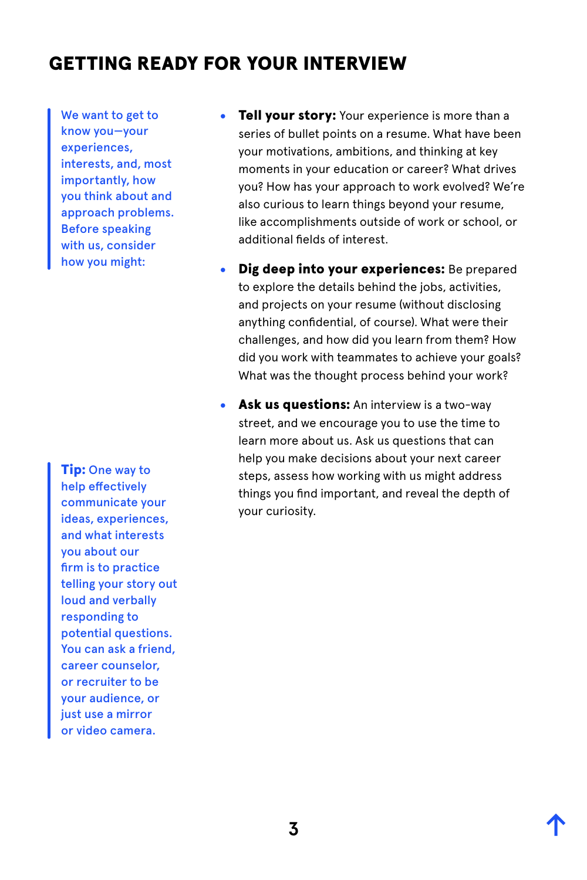# GETTING READY FOR YOUR INTERVIEW

We want to get to know you—your experiences, interests, and, most importantly, how you think about and approach problems. Before speaking with us, consider how you might:

- **Tell your story:** Your experience is more than a series of bullet points on a resume. What have been your motivations, ambitions, and thinking at key moments in your education or career? What drives you? How has your approach to work evolved? We're also curious to learn things beyond your resume, like accomplishments outside of work or school, or additional fields of interest.
- **Dig deep into your experiences:** Be prepared to explore the details behind the jobs, activities, and projects on your resume (without disclosing anything confidential, of course). What were their challenges, and how did you learn from them? How did you work with teammates to achieve your goals? What was the thought process behind your work?
- **Ask us questions:** An interview is a two-way street, and we encourage you to use the time to learn more about us. Ask us questions that can help you make decisions about your next career steps, assess how working with us might address things you find important, and reveal the depth of your curiosity.

**Tip:** One way to help effectively communicate your ideas, experiences, and what interests you about our firm is to practice telling your story out loud and verbally responding to potential questions. You can ask a friend, career counselor, or recruiter to be your audience, or just use a mirror or video camera.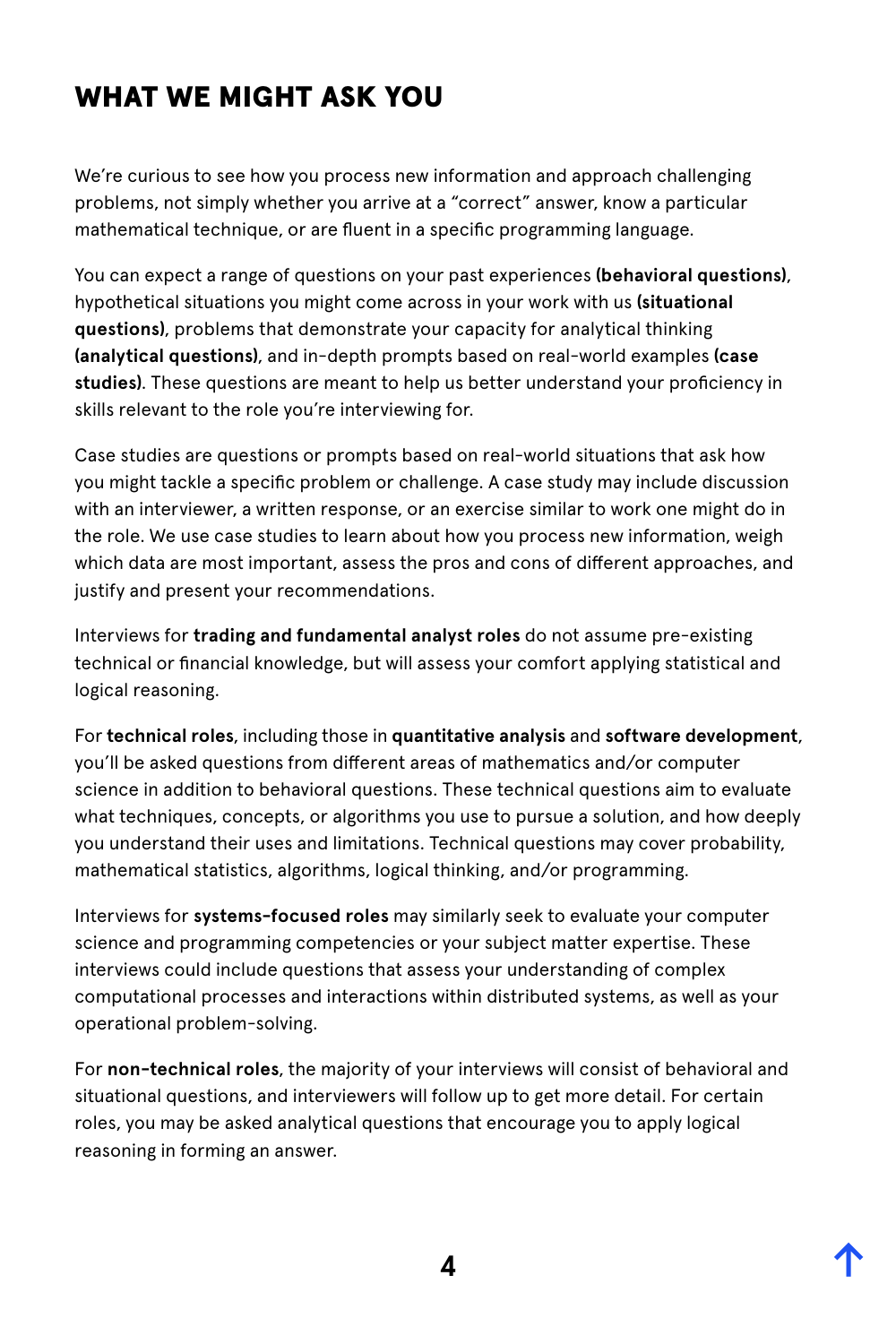# WHAT WE MIGHT ASK YOU

We're curious to see how you process new information and approach challenging problems, not simply whether you arrive at a "correct" answer, know a particular mathematical technique, or are fluent in a specific programming language.

You can expect a range of questions on your past experiences **(behavioral questions)**, hypothetical situations you might come across in your work with us **(situational questions)**, problems that demonstrate your capacity for analytical thinking **(analytical questions)**, and in-depth prompts based on real-world examples **(case studies)**. These questions are meant to help us better understand your proficiency in skills relevant to the role you're interviewing for.

Case studies are questions or prompts based on real-world situations that ask how you might tackle a specific problem or challenge. A case study may include discussion with an interviewer, a written response, or an exercise similar to work one might do in the role. We use case studies to learn about how you process new information, weigh which data are most important, assess the pros and cons of different approaches, and justify and present your recommendations.

Interviews for **trading and fundamental analyst roles** do not assume pre-existing technical or financial knowledge, but will assess your comfort applying statistical and logical reasoning.

For **technical roles**, including those in **quantitative analysis** and **software development**, you'll be asked questions from different areas of mathematics and/or computer science in addition to behavioral questions. These technical questions aim to evaluate what techniques, concepts, or algorithms you use to pursue a solution, and how deeply you understand their uses and limitations. Technical questions may cover probability, mathematical statistics, algorithms, logical thinking, and/or programming.

Interviews for **systems-focused roles** may similarly seek to evaluate your computer science and programming competencies or your subject matter expertise. These interviews could include questions that assess your understanding of complex computational processes and interactions within distributed systems, as well as your operational problem-solving.

For **non-technical roles**, the majority of your interviews will consist of behavioral and situational questions, and interviewers will follow up to get more detail. For certain roles, you may be asked analytical questions that encourage you to apply logical reasoning in forming an answer.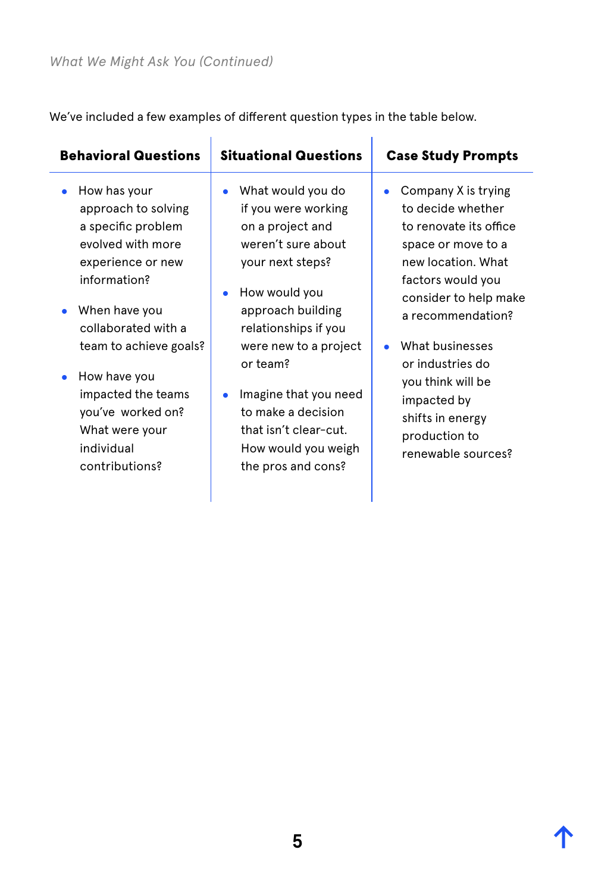*What We Might Ask You (Continued)*

We've included a few examples of different question types in the table below.

| Behavioral Questions | Situational Questions | Case Study Prompts |
|---|---|---|
| • How has your approach to solving a specific problem evolved with more experience or new information?<br><br>• When have you collaborated with a team to achieve goals?<br><br>• How have you impacted the teams you've worked on? What were your individual contributions? | • What would you do if you were working on a project and weren't sure about your next steps?<br><br>• How would you approach building relationships if you were new to a project or team?<br><br>• Imagine that you need to make a decision that isn't clear-cut. How would you weigh the pros and cons? | • Company X is trying to decide whether to renovate its office space or move to a new location. What factors would you consider to help make a recommendation?<br><br>• What businesses or industries do you think will be impacted by shifts in energy production to renewable sources? |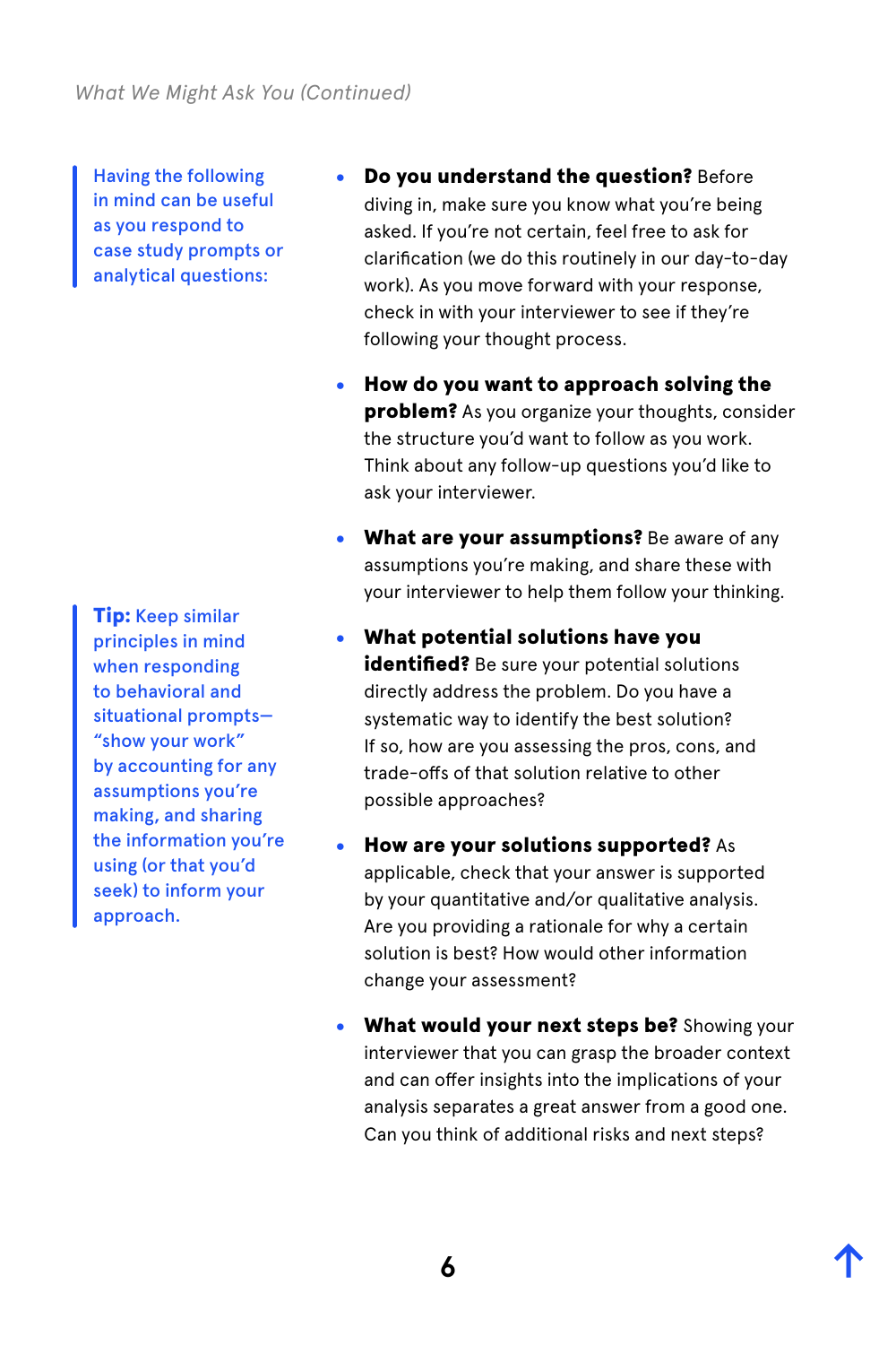*What We Might Ask You (Continued)*

Having the following in mind can be useful as you respond to case study prompts or analytical questions:

- **Do you understand the question?** Before diving in, make sure you know what you're being asked. If you're not certain, feel free to ask for clarification (we do this routinely in our day-to-day work). As you move forward with your response, check in with your interviewer to see if they're following your thought process.
- **How do you want to approach solving the problem?** As you organize your thoughts, consider the structure you'd want to follow as you work. Think about any follow-up questions you'd like to ask your interviewer.
- **What are your assumptions?** Be aware of any assumptions you're making, and share these with your interviewer to help them follow your thinking.
- **What potential solutions have you identified?** Be sure your potential solutions directly address the problem. Do you have a systematic way to identify the best solution? If so, how are you assessing the pros, cons, and trade-offs of that solution relative to other possible approaches?
- **How are your solutions supported?** As applicable, check that your answer is supported by your quantitative and/or qualitative analysis. Are you providing a rationale for why a certain solution is best? How would other information change your assessment?
- **What would your next steps be?** Showing your interviewer that you can grasp the broader context and can offer insights into the implications of your analysis separates a great answer from a good one. Can you think of additional risks and next steps?

**Tip:** Keep similar principles in mind when responding to behavioral and situational prompts—"show your work" by accounting for any assumptions you're making, and sharing the information you're using (or that you'd seek) to inform your approach.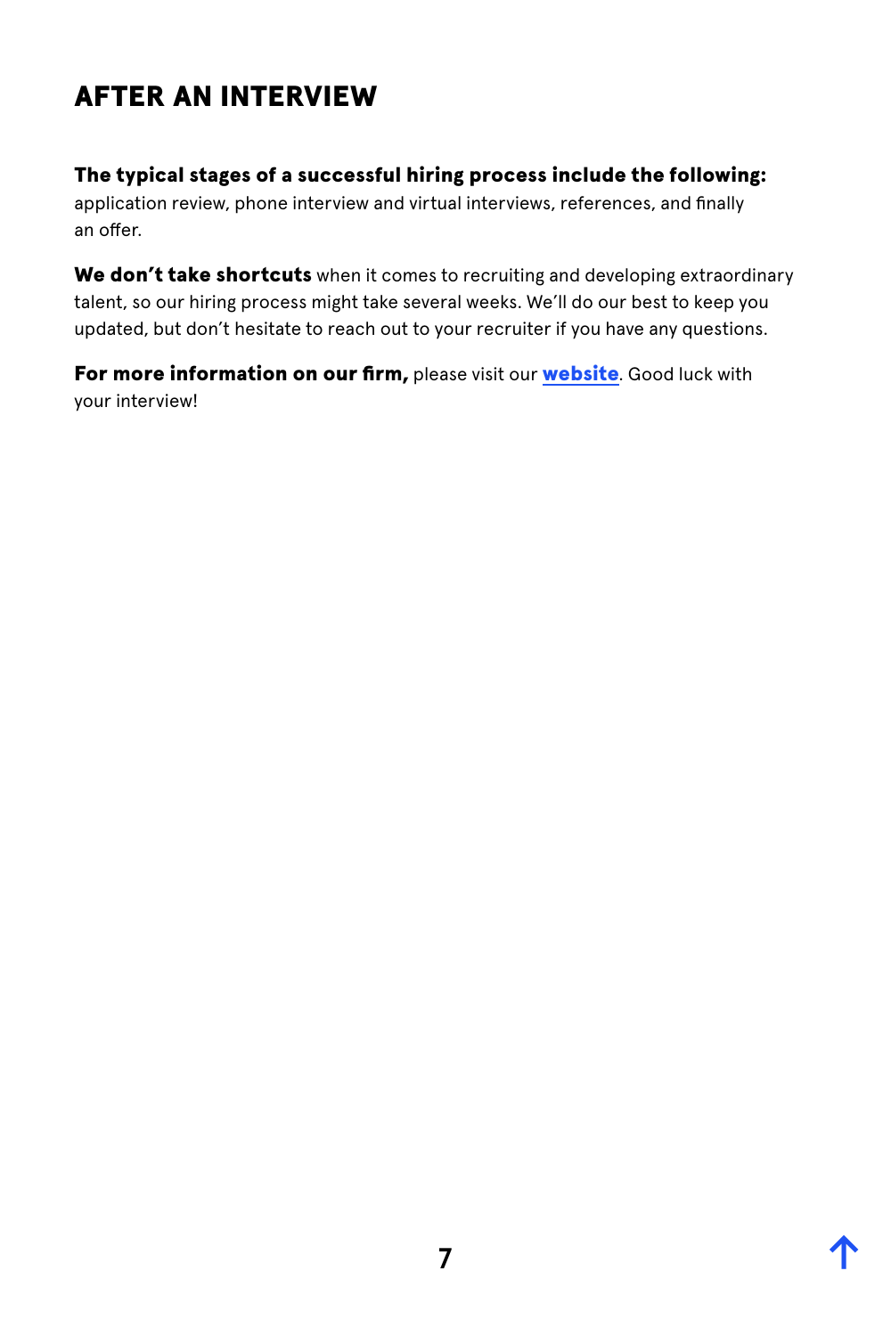# AFTER AN INTERVIEW

**The typical stages of a successful hiring process include the following:** application review, phone interview and virtual interviews, references, and finally an offer.

**We don't take shortcuts** when it comes to recruiting and developing extraordinary talent, so our hiring process might take several weeks. We'll do our best to keep you updated, but don't hesitate to reach out to your recruiter if you have any questions.

**For more information on our firm,** please visit our **website**. Good luck with your interview!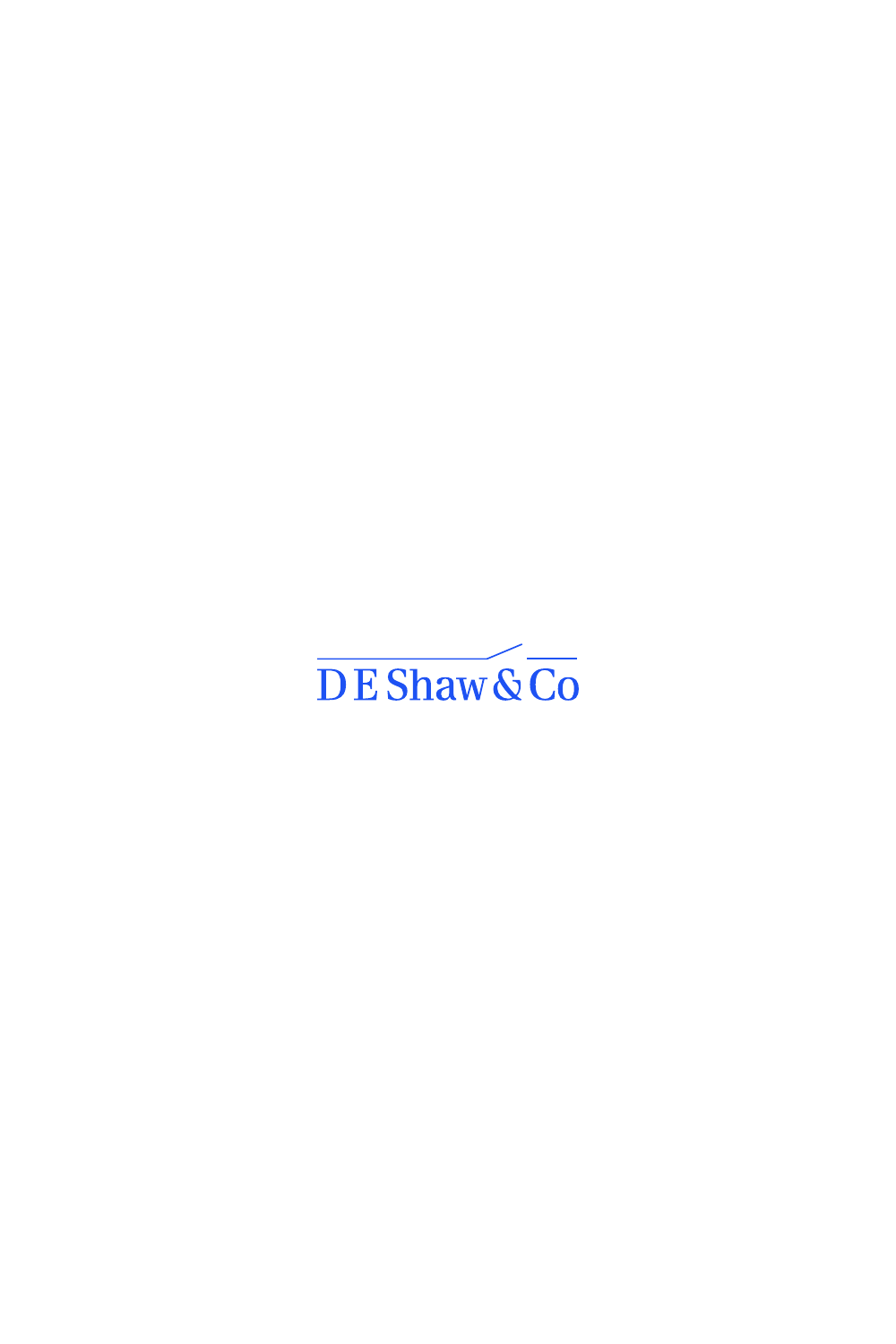D E Shaw & Co